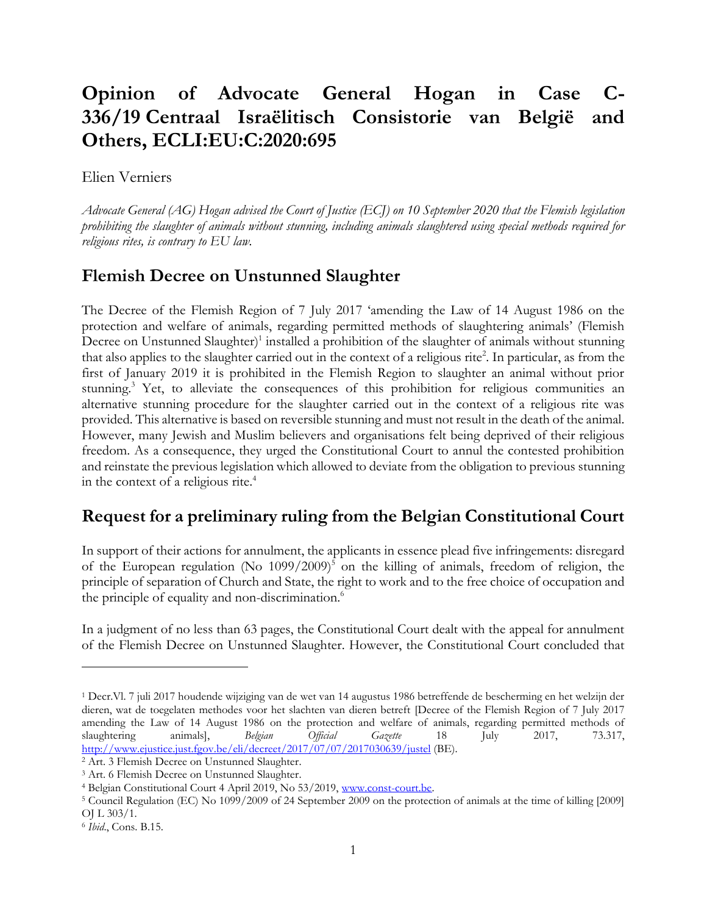# Opinion of Advocate General Hogan in Case C-336/19 Centraal Israëlitisch Consistorie van België and Others, ECLI:EU:C:2020:695

Elien Verniers

*Advocate General (AG) Hogan advised the Court of Justice (ECJ) on 10 September 2020 that the Flemish legislation prohibiting the slaughter of animals without stunning, including animals slaughtered using special methods required for religious rites, is contrary to EU law.*

## Flemish Decree on Unstunned Slaughter

The Decree of the Flemish Region of 7 July 2017 'amending the Law of 14 August 1986 on the protection and welfare of animals, regarding permitted methods of slaughtering animals' (Flemish Decree on Unstunned Slaughter)[1] installed a prohibition of the slaughter of animals without stunning that also applies to the slaughter carried out in the context of a religious rite[2]. In particular, as from the first of January 2019 it is prohibited in the Flemish Region to slaughter an animal without prior stunning.[3] Yet, to alleviate the consequences of this prohibition for religious communities an alternative stunning procedure for the slaughter carried out in the context of a religious rite was provided. This alternative is based on reversible stunning and must not result in the death of the animal. However, many Jewish and Muslim believers and organisations felt being deprived of their religious freedom. As a consequence, they urged the Constitutional Court to annul the contested prohibition and reinstate the previous legislation which allowed to deviate from the obligation to previous stunning in the context of a religious rite.[4]

## Request for a preliminary ruling from the Belgian Constitutional Court

In support of their actions for annulment, the applicants in essence plead five infringements: disregard of the European regulation (No 1099/2009)[5] on the killing of animals, freedom of religion, the principle of separation of Church and State, the right to work and to the free choice of occupation and the principle of equality and non-discrimination.[6]

In a judgment of no less than 63 pages, the Constitutional Court dealt with the appeal for annulment of the Flemish Decree on Unstunned Slaughter. However, the Constitutional Court concluded that

---

[1] Decr.Vl. 7 juli 2017 houdende wijziging van de wet van 14 augustus 1986 betreffende de bescherming en het welzijn der dieren, wat de toegelaten methodes voor het slachten van dieren betreft [Decree of the Flemish Region of 7 July 2017 amending the Law of 14 August 1986 on the protection and welfare of animals, regarding permitted methods of slaughtering animals], *Belgian Official Gazette* 18 July 2017, 73.317, http://www.ejustice.just.fgov.be/eli/decreet/2017/07/07/2017030639/justel (BE).

[2] Art. 3 Flemish Decree on Unstunned Slaughter.

[3] Art. 6 Flemish Decree on Unstunned Slaughter.

[4] Belgian Constitutional Court 4 April 2019, No 53/2019, www.const-court.be.

[5] Council Regulation (EC) No 1099/2009 of 24 September 2009 on the protection of animals at the time of killing [2009] OJ L 303/1.

[6] *Ibid*., Cons. B.15.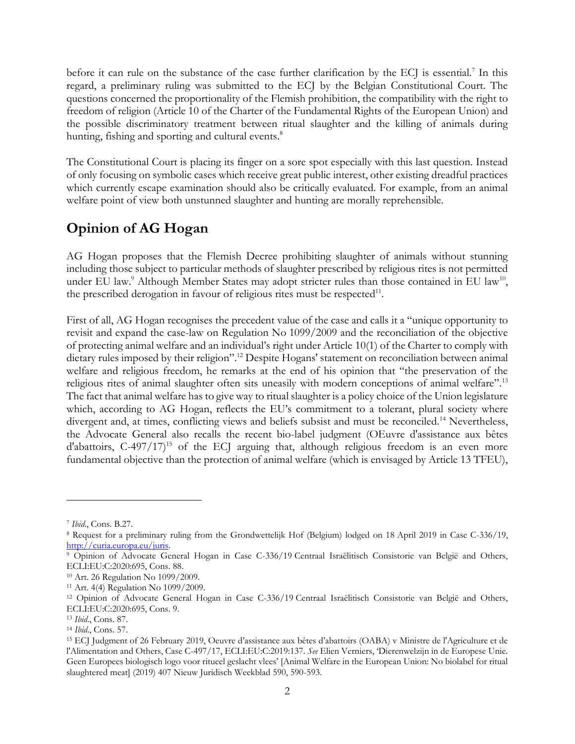before it can rule on the substance of the case further clarification by the ECJ is essential.[7] In this regard, a preliminary ruling was submitted to the ECJ by the Belgian Constitutional Court. The questions concerned the proportionality of the Flemish prohibition, the compatibility with the right to freedom of religion (Article 10 of the Charter of the Fundamental Rights of the European Union) and the possible discriminatory treatment between ritual slaughter and the killing of animals during hunting, fishing and sporting and cultural events.[8]

The Constitutional Court is placing its finger on a sore spot especially with this last question. Instead of only focusing on symbolic cases which receive great public interest, other existing dreadful practices which currently escape examination should also be critically evaluated. For example, from an animal welfare point of view both unstunned slaughter and hunting are morally reprehensible.

## Opinion of AG Hogan

AG Hogan proposes that the Flemish Decree prohibiting slaughter of animals without stunning including those subject to particular methods of slaughter prescribed by religious rites is not permitted under EU law.[9] Although Member States may adopt stricter rules than those contained in EU law[10], the prescribed derogation in favour of religious rites must be respected[11].

First of all, AG Hogan recognises the precedent value of the case and calls it a "unique opportunity to revisit and expand the case-law on Regulation No 1099/2009 and the reconciliation of the objective of protecting animal welfare and an individual's right under Article 10(1) of the Charter to comply with dietary rules imposed by their religion".[12] Despite Hogans' statement on reconciliation between animal welfare and religious freedom, he remarks at the end of his opinion that "the preservation of the religious rites of animal slaughter often sits uneasily with modern conceptions of animal welfare".[13] The fact that animal welfare has to give way to ritual slaughter is a policy choice of the Union legislature which, according to AG Hogan, reflects the EU's commitment to a tolerant, plural society where divergent and, at times, conflicting views and beliefs subsist and must be reconciled.[14] Nevertheless, the Advocate General also recalls the recent bio-label judgment (OEuvre d'assistance aux bêtes d'abattoirs, C-497/17)[15] of the ECJ arguing that, although religious freedom is an even more fundamental objective than the protection of animal welfare (which is envisaged by Article 13 TFEU),

---

[7] *Ibid*., Cons. B.27.

[8] Request for a preliminary ruling from the Grondwettelijk Hof (Belgium) lodged on 18 April 2019 in Case C-336/19, http://curia.europa.eu/juris.

[9] Opinion of Advocate General Hogan in Case C-336/19 Centraal Israëlitisch Consistorie van België and Others, ECLI:EU:C:2020:695, Cons. 88.

[10] Art. 26 Regulation No 1099/2009.

[11] Art. 4(4) Regulation No 1099/2009.

[12] Opinion of Advocate General Hogan in Case C-336/19 Centraal Israëlitisch Consistorie van België and Others, ECLI:EU:C:2020:695, Cons. 9.

[13] *Ibid*., Cons. 87.

[14] *Ibid*., Cons. 57.

[15] ECJ Judgment of 26 February 2019, Oeuvre d'assistance aux bêtes d'abattoirs (OABA) v Ministre de l'Agriculture et de l'Alimentation and Others, Case C-497/17, ECLI:EU:C:2019:137. *See* Elien Verniers, 'Dierenwelzijn in de Europese Unie. Geen Europees biologisch logo voor ritueel geslacht vlees' [Animal Welfare in the European Union: No biolabel for ritual slaughtered meat] (2019) 407 Nieuw Juridisch Weekblad 590, 590-593.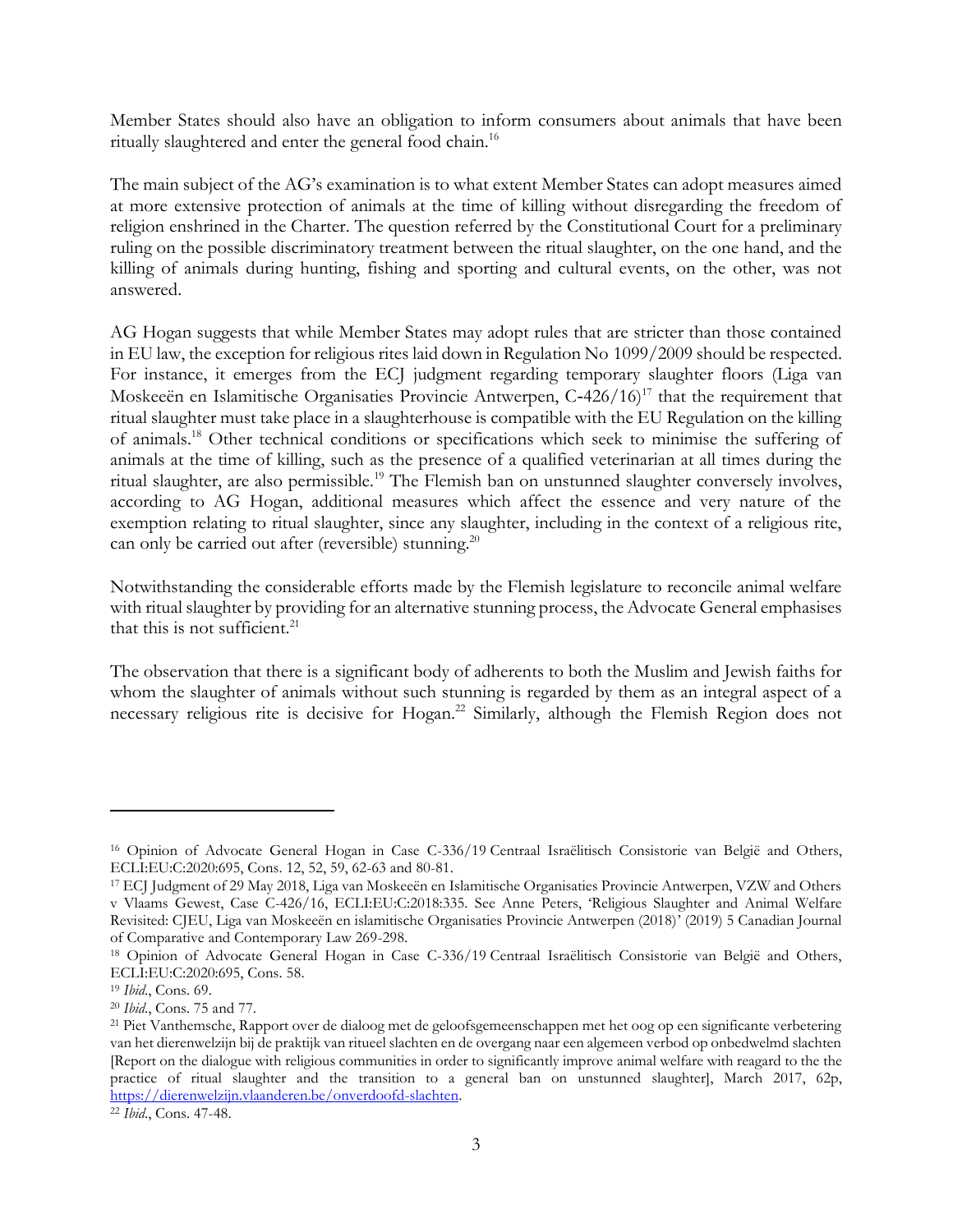Member States should also have an obligation to inform consumers about animals that have been ritually slaughtered and enter the general food chain.[16]

The main subject of the AG's examination is to what extent Member States can adopt measures aimed at more extensive protection of animals at the time of killing without disregarding the freedom of religion enshrined in the Charter. The question referred by the Constitutional Court for a preliminary ruling on the possible discriminatory treatment between the ritual slaughter, on the one hand, and the killing of animals during hunting, fishing and sporting and cultural events, on the other, was not answered.

AG Hogan suggests that while Member States may adopt rules that are stricter than those contained in EU law, the exception for religious rites laid down in Regulation No 1099/2009 should be respected. For instance, it emerges from the ECJ judgment regarding temporary slaughter floors (Liga van Moskeeën en Islamitische Organisaties Provincie Antwerpen, C-426/16)[17] that the requirement that ritual slaughter must take place in a slaughterhouse is compatible with the EU Regulation on the killing of animals.[18] Other technical conditions or specifications which seek to minimise the suffering of animals at the time of killing, such as the presence of a qualified veterinarian at all times during the ritual slaughter, are also permissible.[19] The Flemish ban on unstunned slaughter conversely involves, according to AG Hogan, additional measures which affect the essence and very nature of the exemption relating to ritual slaughter, since any slaughter, including in the context of a religious rite, can only be carried out after (reversible) stunning.[20]

Notwithstanding the considerable efforts made by the Flemish legislature to reconcile animal welfare with ritual slaughter by providing for an alternative stunning process, the Advocate General emphasises that this is not sufficient.[21]

The observation that there is a significant body of adherents to both the Muslim and Jewish faiths for whom the slaughter of animals without such stunning is regarded by them as an integral aspect of a necessary religious rite is decisive for Hogan.[22] Similarly, although the Flemish Region does not

---

[16] Opinion of Advocate General Hogan in Case C-336/19 Centraal Israëlitisch Consistorie van België and Others, ECLI:EU:C:2020:695, Cons. 12, 52, 59, 62-63 and 80-81.

[17] ECJ Judgment of 29 May 2018, Liga van Moskeeën en Islamitische Organisaties Provincie Antwerpen, VZW and Others v Vlaams Gewest, Case C-426/16, ECLI:EU:C:2018:335. See Anne Peters, 'Religious Slaughter and Animal Welfare Revisited: CJEU, Liga van Moskeeën en islamitische Organisaties Provincie Antwerpen (2018)' (2019) 5 Canadian Journal of Comparative and Contemporary Law 269-298.

[18] Opinion of Advocate General Hogan in Case C-336/19 Centraal Israëlitisch Consistorie van België and Others, ECLI:EU:C:2020:695, Cons. 58.

[19] *Ibid*., Cons. 69.

[20] *Ibid*., Cons. 75 and 77.

[21] Piet Vanthemsche, Rapport over de dialoog met de geloofsgemeenschappen met het oog op een significante verbetering van het dierenwelzijn bij de praktijk van ritueel slachten en de overgang naar een algemeen verbod op onbedwelmd slachten [Report on the dialogue with religious communities in order to significantly improve animal welfare with reagard to the the practice of ritual slaughter and the transition to a general ban on unstunned slaughter], March 2017, 62p, https://dierenwelzijn.vlaanderen.be/onverdoofd-slachten.

[22] *Ibid*., Cons. 47-48.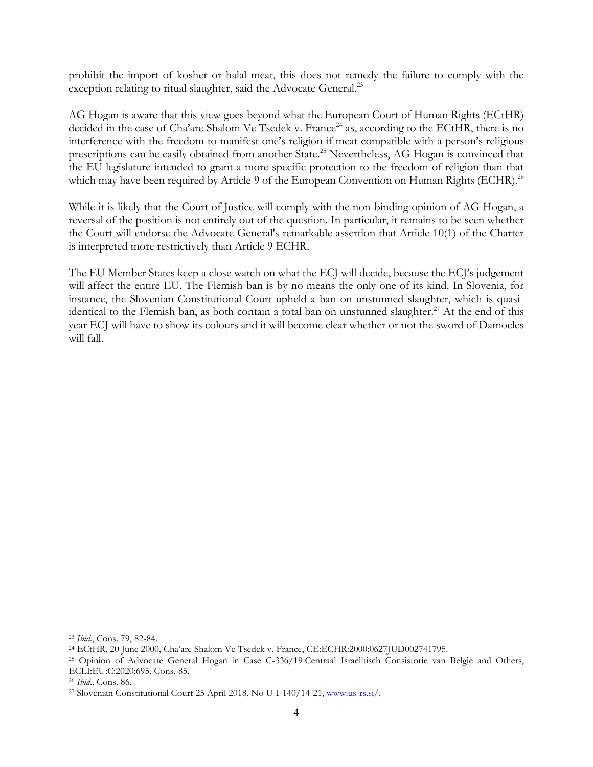prohibit the import of kosher or halal meat, this does not remedy the failure to comply with the exception relating to ritual slaughter, said the Advocate General.[23]

AG Hogan is aware that this view goes beyond what the European Court of Human Rights (ECtHR) decided in the case of Cha'are Shalom Ve Tsedek v. France[24] as, according to the ECtHR, there is no interference with the freedom to manifest one's religion if meat compatible with a person's religious prescriptions can be easily obtained from another State.[25] Nevertheless, AG Hogan is convinced that the EU legislature intended to grant a more specific protection to the freedom of religion than that which may have been required by Article 9 of the European Convention on Human Rights (ECHR).[26]

While it is likely that the Court of Justice will comply with the non-binding opinion of AG Hogan, a reversal of the position is not entirely out of the question. In particular, it remains to be seen whether the Court will endorse the Advocate General's remarkable assertion that Article 10(1) of the Charter is interpreted more restrictively than Article 9 ECHR.

The EU Member States keep a close watch on what the ECJ will decide, because the ECJ's judgement will affect the entire EU. The Flemish ban is by no means the only one of its kind. In Slovenia, for instance, the Slovenian Constitutional Court upheld a ban on unstunned slaughter, which is quasi-identical to the Flemish ban, as both contain a total ban on unstunned slaughter.[27] At the end of this year ECJ will have to show its colours and it will become clear whether or not the sword of Damocles will fall.

---

[23] *Ibid.*, Cons. 79, 82-84.

[24] ECtHR, 20 June 2000, Cha'are Shalom Ve Tsedek v. France, CE:ECHR:2000:0627JUD002741795.

[25] Opinion of Advocate General Hogan in Case C-336/19 Centraal Israëlitisch Consistorie van België and Others, ECLI:EU:C:2020:695, Cons. 85.

[26] *Ibid.*, Cons. 86.

[27] Slovenian Constitutional Court 25 April 2018, No U-I-140/14-21, www.us-rs.si/.